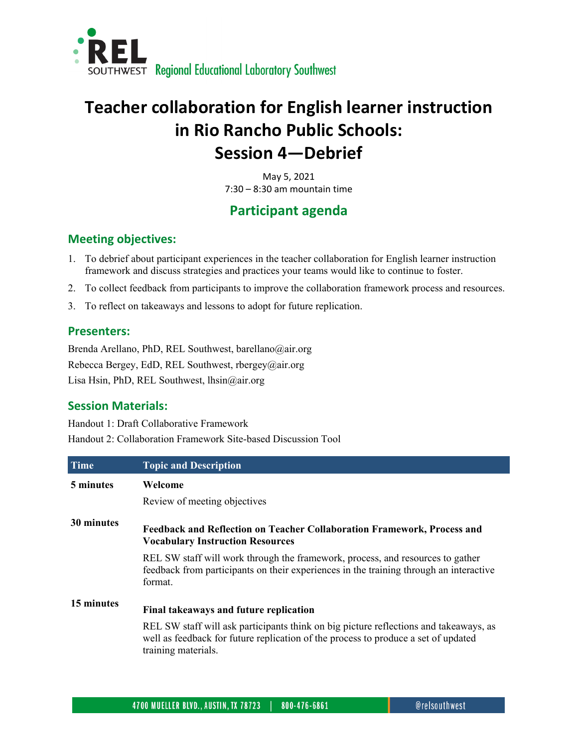REL SOUTHWEST Regional Educational Laboratory Southwest

# Teacher collaboration for English learner instruction in Rio Rancho Public Schools: Session 4—Debrief

May 5, 2021
7:30 – 8:30 am mountain time

## Participant agenda

### Meeting objectives:

1. To debrief about participant experiences in the teacher collaboration for English learner instruction framework and discuss strategies and practices your teams would like to continue to foster.
2. To collect feedback from participants to improve the collaboration framework process and resources.
3. To reflect on takeaways and lessons to adopt for future replication.

### Presenters:

Brenda Arellano, PhD, REL Southwest, barellano@air.org
Rebecca Bergey, EdD, REL Southwest, rbergey@air.org
Lisa Hsin, PhD, REL Southwest, lhsin@air.org

### Session Materials:

Handout 1: Draft Collaborative Framework
Handout 2: Collaboration Framework Site-based Discussion Tool

| Time | Topic and Description |
|---|---|
| **5 minutes** | **Welcome**<br>Review of meeting objectives |
| **30 minutes** | **Feedback and Reflection on Teacher Collaboration Framework, Process and Vocabulary Instruction Resources**<br>REL SW staff will work through the framework, process, and resources to gather feedback from participants on their experiences in the training through an interactive format. |
| **15 minutes** | **Final takeaways and future replication**<br>REL SW staff will ask participants think on big picture reflections and takeaways, as well as feedback for future replication of the process to produce a set of updated training materials. |

4700 MUELLER BLVD., AUSTIN, TX 78723 | 800-476-6861 | @relsouthwest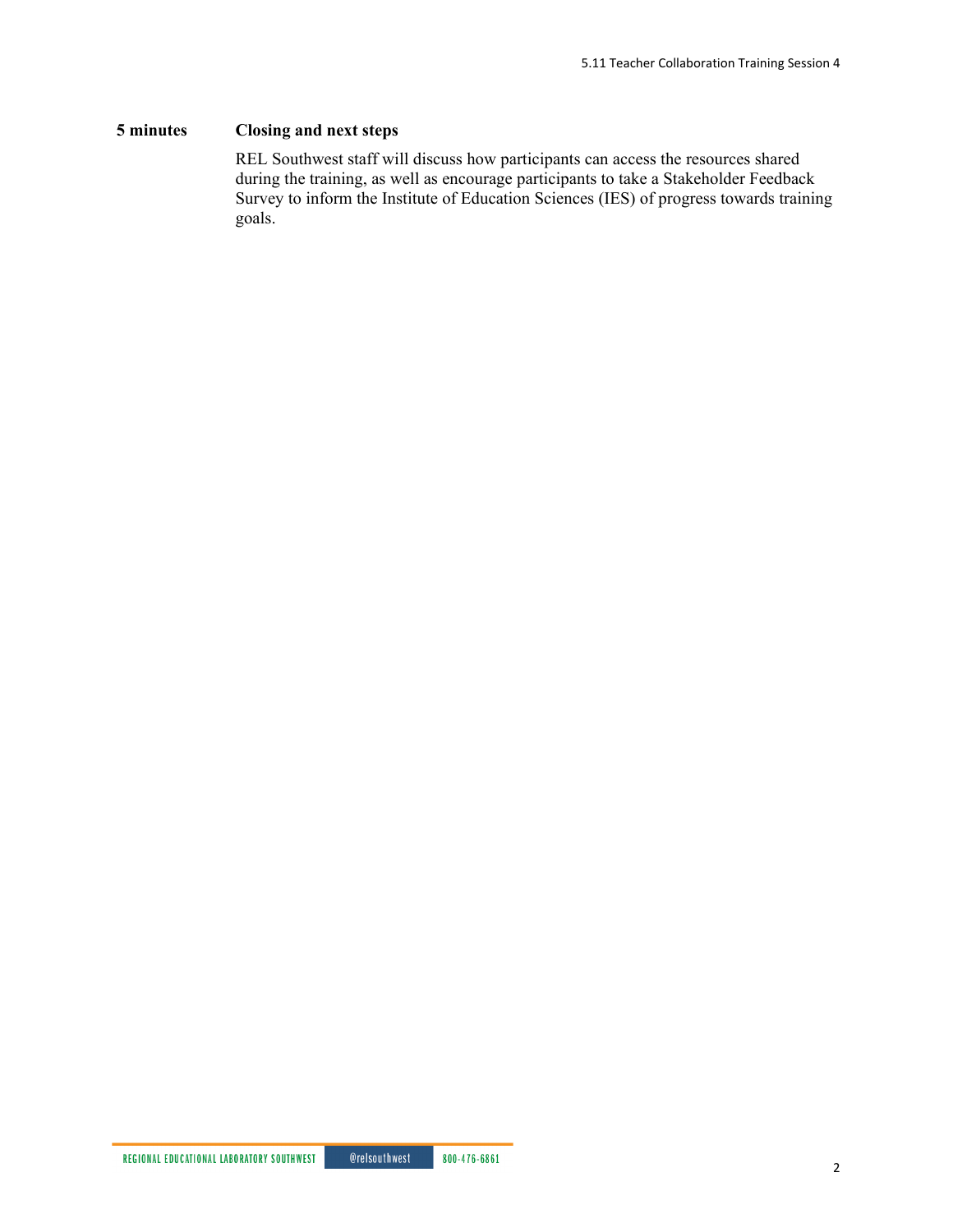**5 minutes** **Closing and next steps**

REL Southwest staff will discuss how participants can access the resources shared during the training, as well as encourage participants to take a Stakeholder Feedback Survey to inform the Institute of Education Sciences (IES) of progress towards training goals.